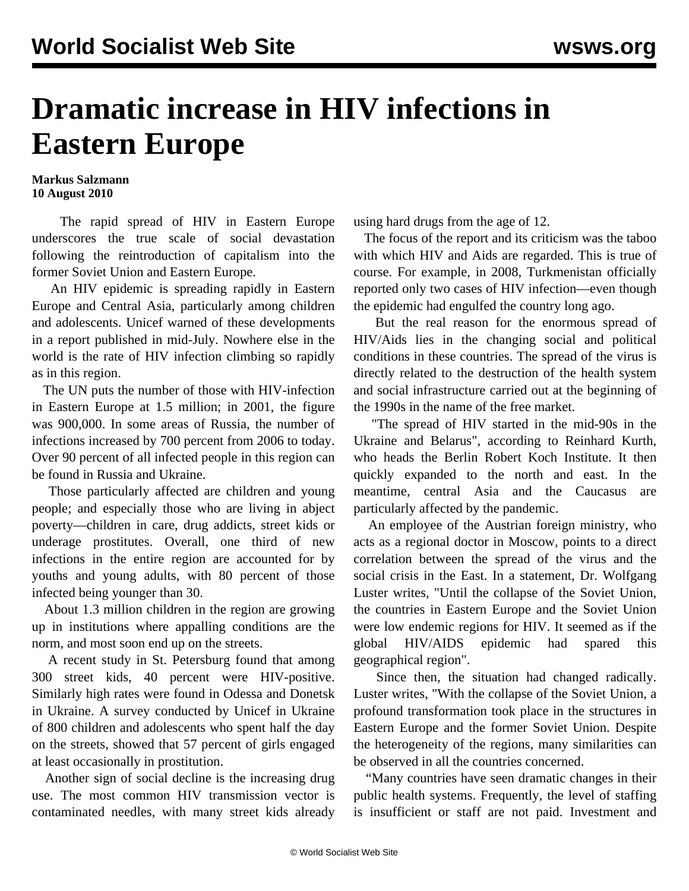# Dramatic increase in HIV infections in Eastern Europe

**Markus Salzmann**
**10 August 2010**

The rapid spread of HIV in Eastern Europe underscores the true scale of social devastation following the reintroduction of capitalism into the former Soviet Union and Eastern Europe.

An HIV epidemic is spreading rapidly in Eastern Europe and Central Asia, particularly among children and adolescents. Unicef warned of these developments in a report published in mid-July. Nowhere else in the world is the rate of HIV infection climbing so rapidly as in this region.

The UN puts the number of those with HIV-infection in Eastern Europe at 1.5 million; in 2001, the figure was 900,000. In some areas of Russia, the number of infections increased by 700 percent from 2006 to today. Over 90 percent of all infected people in this region can be found in Russia and Ukraine.

Those particularly affected are children and young people; and especially those who are living in abject poverty—children in care, drug addicts, street kids or underage prostitutes. Overall, one third of new infections in the entire region are accounted for by youths and young adults, with 80 percent of those infected being younger than 30.

About 1.3 million children in the region are growing up in institutions where appalling conditions are the norm, and most soon end up on the streets.

A recent study in St. Petersburg found that among 300 street kids, 40 percent were HIV-positive. Similarly high rates were found in Odessa and Donetsk in Ukraine. A survey conducted by Unicef in Ukraine of 800 children and adolescents who spent half the day on the streets, showed that 57 percent of girls engaged at least occasionally in prostitution.

Another sign of social decline is the increasing drug use. The most common HIV transmission vector is contaminated needles, with many street kids already using hard drugs from the age of 12.

The focus of the report and its criticism was the taboo with which HIV and Aids are regarded. This is true of course. For example, in 2008, Turkmenistan officially reported only two cases of HIV infection—even though the epidemic had engulfed the country long ago.

But the real reason for the enormous spread of HIV/Aids lies in the changing social and political conditions in these countries. The spread of the virus is directly related to the destruction of the health system and social infrastructure carried out at the beginning of the 1990s in the name of the free market.

"The spread of HIV started in the mid-90s in the Ukraine and Belarus", according to Reinhard Kurth, who heads the Berlin Robert Koch Institute. It then quickly expanded to the north and east. In the meantime, central Asia and the Caucasus are particularly affected by the pandemic.

An employee of the Austrian foreign ministry, who acts as a regional doctor in Moscow, points to a direct correlation between the spread of the virus and the social crisis in the East. In a statement, Dr. Wolfgang Luster writes, "Until the collapse of the Soviet Union, the countries in Eastern Europe and the Soviet Union were low endemic regions for HIV. It seemed as if the global HIV/AIDS epidemic had spared this geographical region".

Since then, the situation had changed radically. Luster writes, "With the collapse of the Soviet Union, a profound transformation took place in the structures in Eastern Europe and the former Soviet Union. Despite the heterogeneity of the regions, many similarities can be observed in all the countries concerned.

"Many countries have seen dramatic changes in their public health systems. Frequently, the level of staffing is insufficient or staff are not paid. Investment and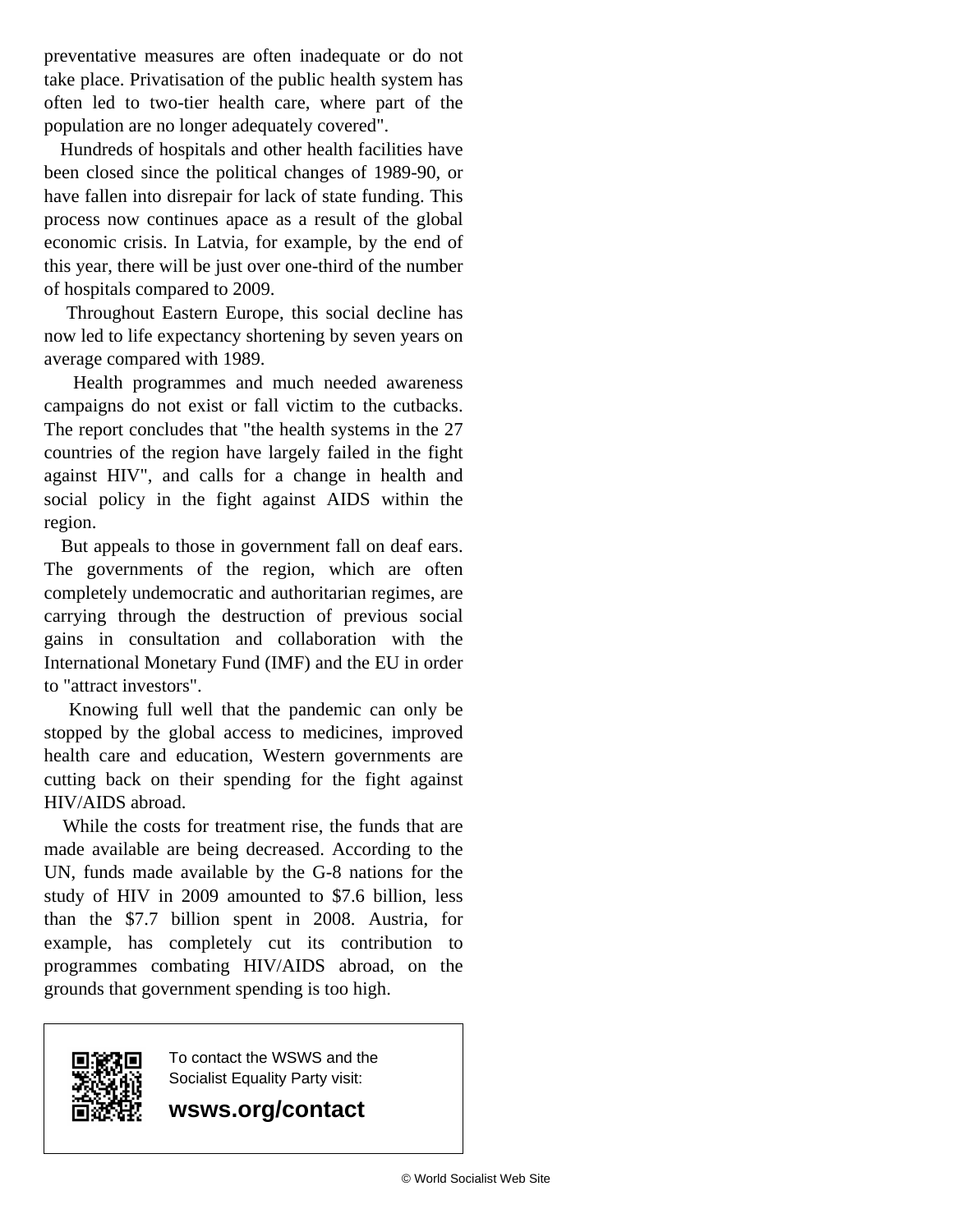preventative measures are often inadequate or do not take place. Privatisation of the public health system has often led to two-tier health care, where part of the population are no longer adequately covered".

Hundreds of hospitals and other health facilities have been closed since the political changes of 1989-90, or have fallen into disrepair for lack of state funding. This process now continues apace as a result of the global economic crisis. In Latvia, for example, by the end of this year, there will be just over one-third of the number of hospitals compared to 2009.

Throughout Eastern Europe, this social decline has now led to life expectancy shortening by seven years on average compared with 1989.

Health programmes and much needed awareness campaigns do not exist or fall victim to the cutbacks. The report concludes that "the health systems in the 27 countries of the region have largely failed in the fight against HIV", and calls for a change in health and social policy in the fight against AIDS within the region.

But appeals to those in government fall on deaf ears. The governments of the region, which are often completely undemocratic and authoritarian regimes, are carrying through the destruction of previous social gains in consultation and collaboration with the International Monetary Fund (IMF) and the EU in order to "attract investors".

Knowing full well that the pandemic can only be stopped by the global access to medicines, improved health care and education, Western governments are cutting back on their spending for the fight against HIV/AIDS abroad.

While the costs for treatment rise, the funds that are made available are being decreased. According to the UN, funds made available by the G-8 nations for the study of HIV in 2009 amounted to $7.6 billion, less than the $7.7 billion spent in 2008. Austria, for example, has completely cut its contribution to programmes combating HIV/AIDS abroad, on the grounds that government spending is too high.

To contact the WSWS and the Socialist Equality Party visit:

**wsws.org/contact**